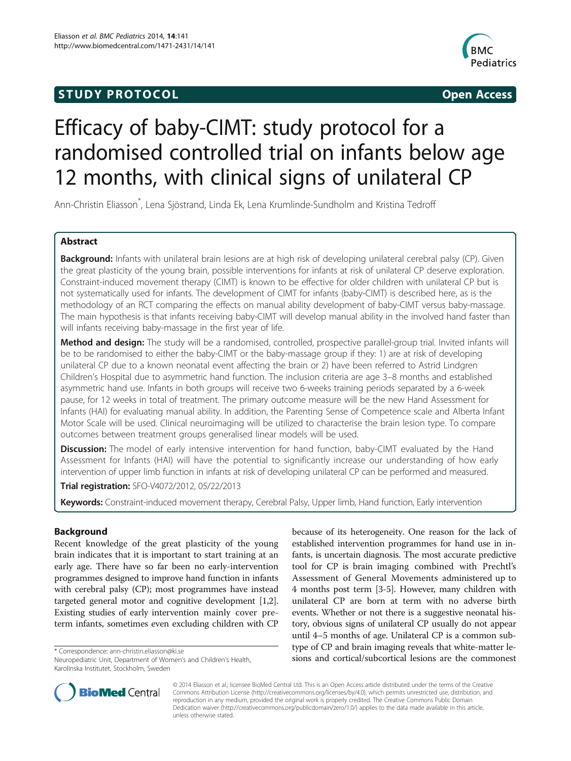STUDY PROTOCOL Open Access

# Efficacy of baby-CIMT: study protocol for a randomised controlled trial on infants below age 12 months, with clinical signs of unilateral CP

Ann-Christin Eliasson*, Lena Sjöstrand, Linda Ek, Lena Krumlinde-Sundholm and Kristina Tedroff

## Abstract

**Background:** Infants with unilateral brain lesions are at high risk of developing unilateral cerebral palsy (CP). Given the great plasticity of the young brain, possible interventions for infants at risk of unilateral CP deserve exploration. Constraint-induced movement therapy (CIMT) is known to be effective for older children with unilateral CP but is not systematically used for infants. The development of CIMT for infants (baby-CIMT) is described here, as is the methodology of an RCT comparing the effects on manual ability development of baby-CIMT versus baby-massage. The main hypothesis is that infants receiving baby-CIMT will develop manual ability in the involved hand faster than will infants receiving baby-massage in the first year of life.

**Method and design:** The study will be a randomised, controlled, prospective parallel-group trial. Invited infants will be to be randomised to either the baby-CIMT or the baby-massage group if they: 1) are at risk of developing unilateral CP due to a known neonatal event affecting the brain or 2) have been referred to Astrid Lindgren Children's Hospital due to asymmetric hand function. The inclusion criteria are age 3–8 months and established asymmetric hand use. Infants in both groups will receive two 6-weeks training periods separated by a 6-week pause, for 12 weeks in total of treatment. The primary outcome measure will be the new Hand Assessment for Infants (HAI) for evaluating manual ability. In addition, the Parenting Sense of Competence scale and Alberta Infant Motor Scale will be used. Clinical neuroimaging will be utilized to characterise the brain lesion type. To compare outcomes between treatment groups generalised linear models will be used.

**Discussion:** The model of early intensive intervention for hand function, baby-CIMT evaluated by the Hand Assessment for Infants (HAI) will have the potential to significantly increase our understanding of how early intervention of upper limb function in infants at risk of developing unilateral CP can be performed and measured.

**Trial registration:** SFO-V4072/2012, 05/22/2013

**Keywords:** Constraint-induced movement therapy, Cerebral Palsy, Upper limb, Hand function, Early intervention

## Background

Recent knowledge of the great plasticity of the young brain indicates that it is important to start training at an early age. There have so far been no early-intervention programmes designed to improve hand function in infants with cerebral palsy (CP); most programmes have instead targeted general motor and cognitive development [1,2]. Existing studies of early intervention mainly cover preterm infants, sometimes even excluding children with CP because of its heterogeneity. One reason for the lack of established intervention programmes for hand use in infants, is uncertain diagnosis. The most accurate predictive tool for CP is brain imaging combined with Prechtl's Assessment of General Movements administered up to 4 months post term [3-5]. However, many children with unilateral CP are born at term with no adverse birth events. Whether or not there is a suggestive neonatal history, obvious signs of unilateral CP usually do not appear until 4–5 months of age. Unilateral CP is a common subtype of CP and brain imaging reveals that white-matter lesions and cortical/subcortical lesions are the commonest

\* Correspondence: ann-christin.eliasson@ki.se
Neuropediatric Unit, Department of Women's and Children's Health, Karolinska Institutet, Stockholm, Sweden

© 2014 Eliasson et al.; licensee BioMed Central Ltd. This is an Open Access article distributed under the terms of the Creative Commons Attribution License (http://creativecommons.org/licenses/by/4.0), which permits unrestricted use, distribution, and reproduction in any medium, provided the original work is properly credited. The Creative Commons Public Domain Dedication waiver (http://creativecommons.org/publicdomain/zero/1.0/) applies to the data made available in this article, unless otherwise stated.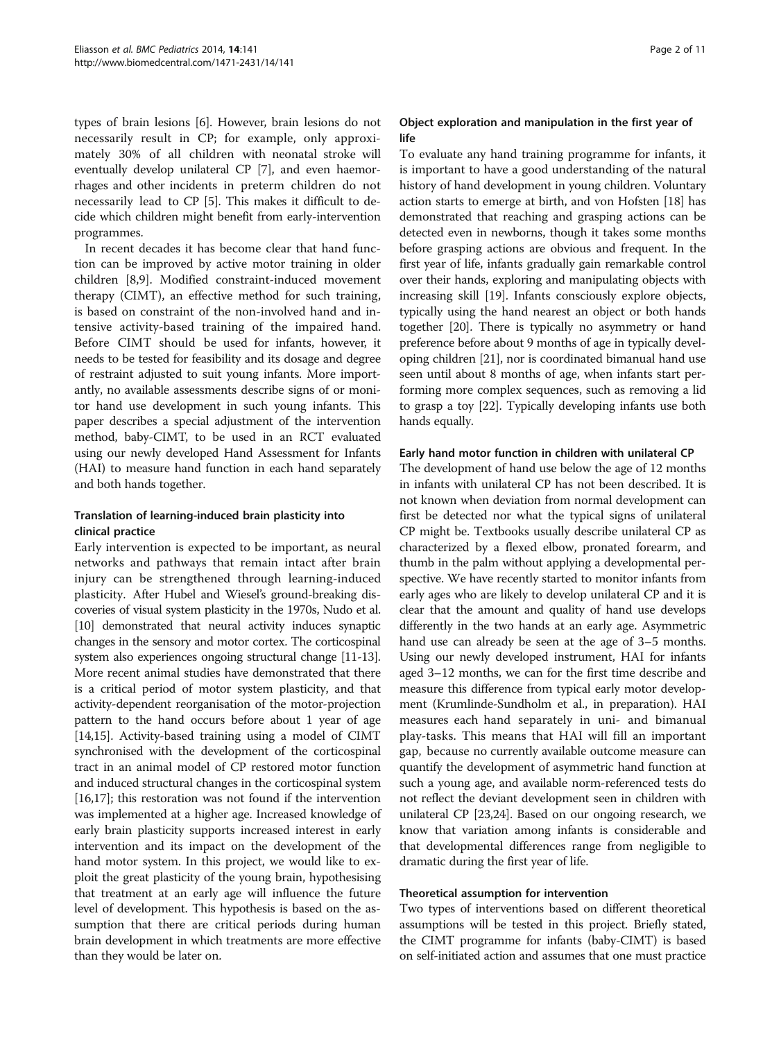types of brain lesions [6]. However, brain lesions do not necessarily result in CP; for example, only approximately 30% of all children with neonatal stroke will eventually develop unilateral CP [7], and even haemorrhages and other incidents in preterm children do not necessarily lead to CP [5]. This makes it difficult to decide which children might benefit from early-intervention programmes.

In recent decades it has become clear that hand function can be improved by active motor training in older children [8,9]. Modified constraint-induced movement therapy (CIMT), an effective method for such training, is based on constraint of the non-involved hand and intensive activity-based training of the impaired hand. Before CIMT should be used for infants, however, it needs to be tested for feasibility and its dosage and degree of restraint adjusted to suit young infants. More importantly, no available assessments describe signs of or monitor hand use development in such young infants. This paper describes a special adjustment of the intervention method, baby-CIMT, to be used in an RCT evaluated using our newly developed Hand Assessment for Infants (HAI) to measure hand function in each hand separately and both hands together.

### Translation of learning-induced brain plasticity into clinical practice

Early intervention is expected to be important, as neural networks and pathways that remain intact after brain injury can be strengthened through learning-induced plasticity. After Hubel and Wiesel's ground-breaking discoveries of visual system plasticity in the 1970s, Nudo et al. [10] demonstrated that neural activity induces synaptic changes in the sensory and motor cortex. The corticospinal system also experiences ongoing structural change [11-13]. More recent animal studies have demonstrated that there is a critical period of motor system plasticity, and that activity-dependent reorganisation of the motor-projection pattern to the hand occurs before about 1 year of age [14,15]. Activity-based training using a model of CIMT synchronised with the development of the corticospinal tract in an animal model of CP restored motor function and induced structural changes in the corticospinal system [16,17]; this restoration was not found if the intervention was implemented at a higher age. Increased knowledge of early brain plasticity supports increased interest in early intervention and its impact on the development of the hand motor system. In this project, we would like to exploit the great plasticity of the young brain, hypothesising that treatment at an early age will influence the future level of development. This hypothesis is based on the assumption that there are critical periods during human brain development in which treatments are more effective than they would be later on.

### Object exploration and manipulation in the first year of life

To evaluate any hand training programme for infants, it is important to have a good understanding of the natural history of hand development in young children. Voluntary action starts to emerge at birth, and von Hofsten [18] has demonstrated that reaching and grasping actions can be detected even in newborns, though it takes some months before grasping actions are obvious and frequent. In the first year of life, infants gradually gain remarkable control over their hands, exploring and manipulating objects with increasing skill [19]. Infants consciously explore objects, typically using the hand nearest an object or both hands together [20]. There is typically no asymmetry or hand preference before about 9 months of age in typically developing children [21], nor is coordinated bimanual hand use seen until about 8 months of age, when infants start performing more complex sequences, such as removing a lid to grasp a toy [22]. Typically developing infants use both hands equally.

### Early hand motor function in children with unilateral CP

The development of hand use below the age of 12 months in infants with unilateral CP has not been described. It is not known when deviation from normal development can first be detected nor what the typical signs of unilateral CP might be. Textbooks usually describe unilateral CP as characterized by a flexed elbow, pronated forearm, and thumb in the palm without applying a developmental perspective. We have recently started to monitor infants from early ages who are likely to develop unilateral CP and it is clear that the amount and quality of hand use develops differently in the two hands at an early age. Asymmetric hand use can already be seen at the age of 3–5 months. Using our newly developed instrument, HAI for infants aged 3–12 months, we can for the first time describe and measure this difference from typical early motor development (Krumlinde-Sundholm et al., in preparation). HAI measures each hand separately in uni- and bimanual play-tasks. This means that HAI will fill an important gap, because no currently available outcome measure can quantify the development of asymmetric hand function at such a young age, and available norm-referenced tests do not reflect the deviant development seen in children with unilateral CP [23,24]. Based on our ongoing research, we know that variation among infants is considerable and that developmental differences range from negligible to dramatic during the first year of life.

### Theoretical assumption for intervention

Two types of interventions based on different theoretical assumptions will be tested in this project. Briefly stated, the CIMT programme for infants (baby-CIMT) is based on self-initiated action and assumes that one must practice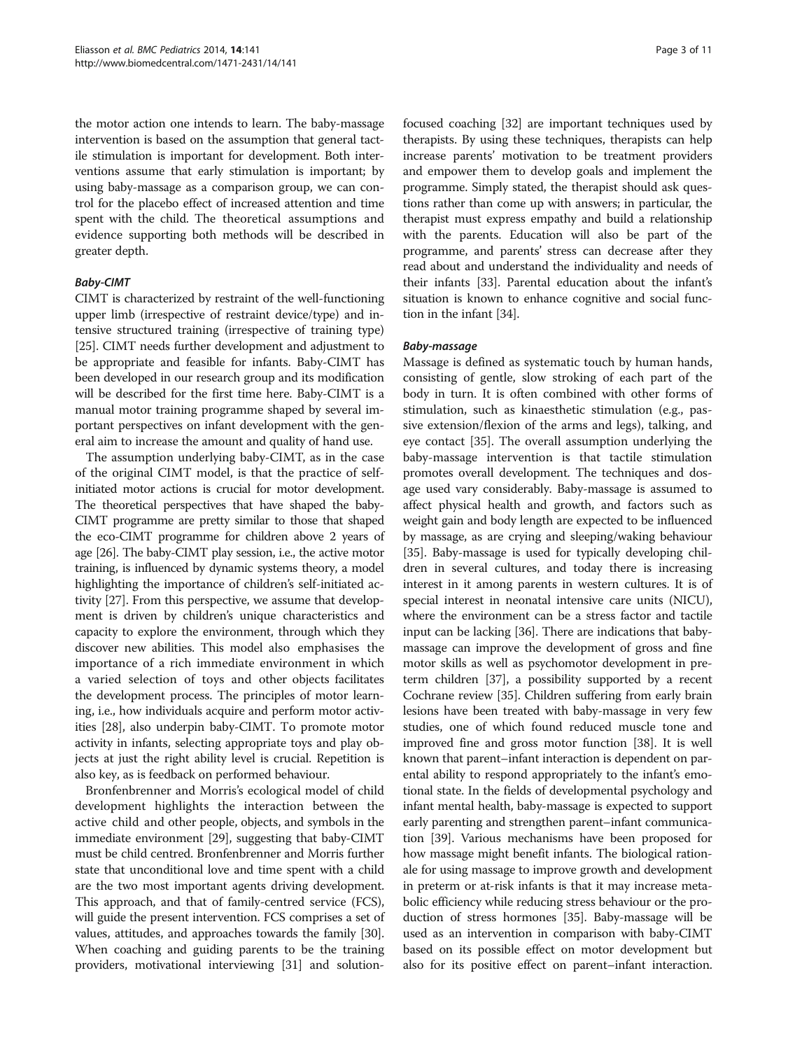the motor action one intends to learn. The baby-massage intervention is based on the assumption that general tactile stimulation is important for development. Both interventions assume that early stimulation is important; by using baby-massage as a comparison group, we can control for the placebo effect of increased attention and time spent with the child. The theoretical assumptions and evidence supporting both methods will be described in greater depth.

#### *Baby-CIMT*

CIMT is characterized by restraint of the well-functioning upper limb (irrespective of restraint device/type) and intensive structured training (irrespective of training type) [25]. CIMT needs further development and adjustment to be appropriate and feasible for infants. Baby-CIMT has been developed in our research group and its modification will be described for the first time here. Baby-CIMT is a manual motor training programme shaped by several important perspectives on infant development with the general aim to increase the amount and quality of hand use.

The assumption underlying baby-CIMT, as in the case of the original CIMT model, is that the practice of self-initiated motor actions is crucial for motor development. The theoretical perspectives that have shaped the baby-CIMT programme are pretty similar to those that shaped the eco-CIMT programme for children above 2 years of age [26]. The baby-CIMT play session, i.e., the active motor training, is influenced by dynamic systems theory, a model highlighting the importance of children's self-initiated activity [27]. From this perspective, we assume that development is driven by children's unique characteristics and capacity to explore the environment, through which they discover new abilities. This model also emphasises the importance of a rich immediate environment in which a varied selection of toys and other objects facilitates the development process. The principles of motor learning, i.e., how individuals acquire and perform motor activities [28], also underpin baby-CIMT. To promote motor activity in infants, selecting appropriate toys and play objects at just the right ability level is crucial. Repetition is also key, as is feedback on performed behaviour.

Bronfenbrenner and Morris's ecological model of child development highlights the interaction between the active child and other people, objects, and symbols in the immediate environment [29], suggesting that baby-CIMT must be child centred. Bronfenbrenner and Morris further state that unconditional love and time spent with a child are the two most important agents driving development. This approach, and that of family-centred service (FCS), will guide the present intervention. FCS comprises a set of values, attitudes, and approaches towards the family [30]. When coaching and guiding parents to be the training providers, motivational interviewing [31] and solution-focused coaching [32] are important techniques used by therapists. By using these techniques, therapists can help increase parents' motivation to be treatment providers and empower them to develop goals and implement the programme. Simply stated, the therapist should ask questions rather than come up with answers; in particular, the therapist must express empathy and build a relationship with the parents. Education will also be part of the programme, and parents' stress can decrease after they read about and understand the individuality and needs of their infants [33]. Parental education about the infant's situation is known to enhance cognitive and social function in the infant [34].

#### *Baby-massage*

Massage is defined as systematic touch by human hands, consisting of gentle, slow stroking of each part of the body in turn. It is often combined with other forms of stimulation, such as kinaesthetic stimulation (e.g., passive extension/flexion of the arms and legs), talking, and eye contact [35]. The overall assumption underlying the baby-massage intervention is that tactile stimulation promotes overall development. The techniques and dosage used vary considerably. Baby-massage is assumed to affect physical health and growth, and factors such as weight gain and body length are expected to be influenced by massage, as are crying and sleeping/waking behaviour [35]. Baby-massage is used for typically developing children in several cultures, and today there is increasing interest in it among parents in western cultures. It is of special interest in neonatal intensive care units (NICU), where the environment can be a stress factor and tactile input can be lacking [36]. There are indications that baby-massage can improve the development of gross and fine motor skills as well as psychomotor development in preterm children [37], a possibility supported by a recent Cochrane review [35]. Children suffering from early brain lesions have been treated with baby-massage in very few studies, one of which found reduced muscle tone and improved fine and gross motor function [38]. It is well known that parent–infant interaction is dependent on parental ability to respond appropriately to the infant's emotional state. In the fields of developmental psychology and infant mental health, baby-massage is expected to support early parenting and strengthen parent–infant communication [39]. Various mechanisms have been proposed for how massage might benefit infants. The biological rationale for using massage to improve growth and development in preterm or at-risk infants is that it may increase metabolic efficiency while reducing stress behaviour or the production of stress hormones [35]. Baby-massage will be used as an intervention in comparison with baby-CIMT based on its possible effect on motor development but also for its positive effect on parent–infant interaction.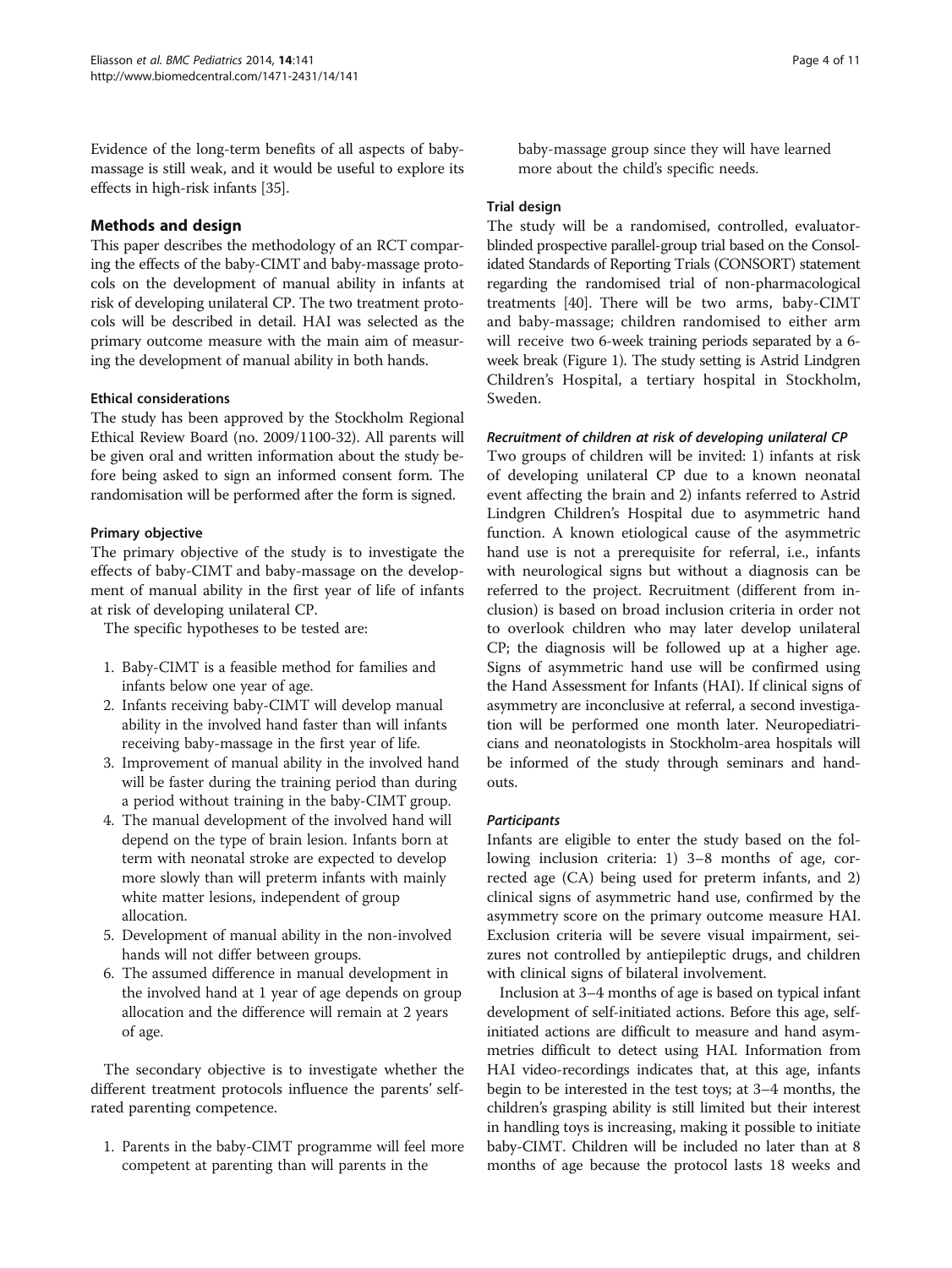Evidence of the long-term benefits of all aspects of baby-massage is still weak, and it would be useful to explore its effects in high-risk infants [35].

## Methods and design

This paper describes the methodology of an RCT comparing the effects of the baby-CIMT and baby-massage protocols on the development of manual ability in infants at risk of developing unilateral CP. The two treatment protocols will be described in detail. HAI was selected as the primary outcome measure with the main aim of measuring the development of manual ability in both hands.

### Ethical considerations

The study has been approved by the Stockholm Regional Ethical Review Board (no. 2009/1100-32). All parents will be given oral and written information about the study before being asked to sign an informed consent form. The randomisation will be performed after the form is signed.

### Primary objective

The primary objective of the study is to investigate the effects of baby-CIMT and baby-massage on the development of manual ability in the first year of life of infants at risk of developing unilateral CP.

The specific hypotheses to be tested are:

1. Baby-CIMT is a feasible method for families and infants below one year of age.
2. Infants receiving baby-CIMT will develop manual ability in the involved hand faster than will infants receiving baby-massage in the first year of life.
3. Improvement of manual ability in the involved hand will be faster during the training period than during a period without training in the baby-CIMT group.
4. The manual development of the involved hand will depend on the type of brain lesion. Infants born at term with neonatal stroke are expected to develop more slowly than will preterm infants with mainly white matter lesions, independent of group allocation.
5. Development of manual ability in the non-involved hands will not differ between groups.
6. The assumed difference in manual development in the involved hand at 1 year of age depends on group allocation and the difference will remain at 2 years of age.

The secondary objective is to investigate whether the different treatment protocols influence the parents' self-rated parenting competence.

1. Parents in the baby-CIMT programme will feel more competent at parenting than will parents in the baby-massage group since they will have learned more about the child's specific needs.

### Trial design

The study will be a randomised, controlled, evaluator-blinded prospective parallel-group trial based on the Consolidated Standards of Reporting Trials (CONSORT) statement regarding the randomised trial of non-pharmacological treatments [40]. There will be two arms, baby-CIMT and baby-massage; children randomised to either arm will receive two 6-week training periods separated by a 6-week break (Figure 1). The study setting is Astrid Lindgren Children's Hospital, a tertiary hospital in Stockholm, Sweden.

#### *Recruitment of children at risk of developing unilateral CP*

Two groups of children will be invited: 1) infants at risk of developing unilateral CP due to a known neonatal event affecting the brain and 2) infants referred to Astrid Lindgren Children's Hospital due to asymmetric hand function. A known etiological cause of the asymmetric hand use is not a prerequisite for referral, i.e., infants with neurological signs but without a diagnosis can be referred to the project. Recruitment (different from inclusion) is based on broad inclusion criteria in order not to overlook children who may later develop unilateral CP; the diagnosis will be followed up at a higher age. Signs of asymmetric hand use will be confirmed using the Hand Assessment for Infants (HAI). If clinical signs of asymmetry are inconclusive at referral, a second investigation will be performed one month later. Neuropediatricians and neonatologists in Stockholm-area hospitals will be informed of the study through seminars and handouts.

#### *Participants*

Infants are eligible to enter the study based on the following inclusion criteria: 1) 3–8 months of age, corrected age (CA) being used for preterm infants, and 2) clinical signs of asymmetric hand use, confirmed by the asymmetry score on the primary outcome measure HAI. Exclusion criteria will be severe visual impairment, seizures not controlled by antiepileptic drugs, and children with clinical signs of bilateral involvement.

Inclusion at 3–4 months of age is based on typical infant development of self-initiated actions. Before this age, self-initiated actions are difficult to measure and hand asymmetries difficult to detect using HAI. Information from HAI video-recordings indicates that, at this age, infants begin to be interested in the test toys; at 3–4 months, the children's grasping ability is still limited but their interest in handling toys is increasing, making it possible to initiate baby-CIMT. Children will be included no later than at 8 months of age because the protocol lasts 18 weeks and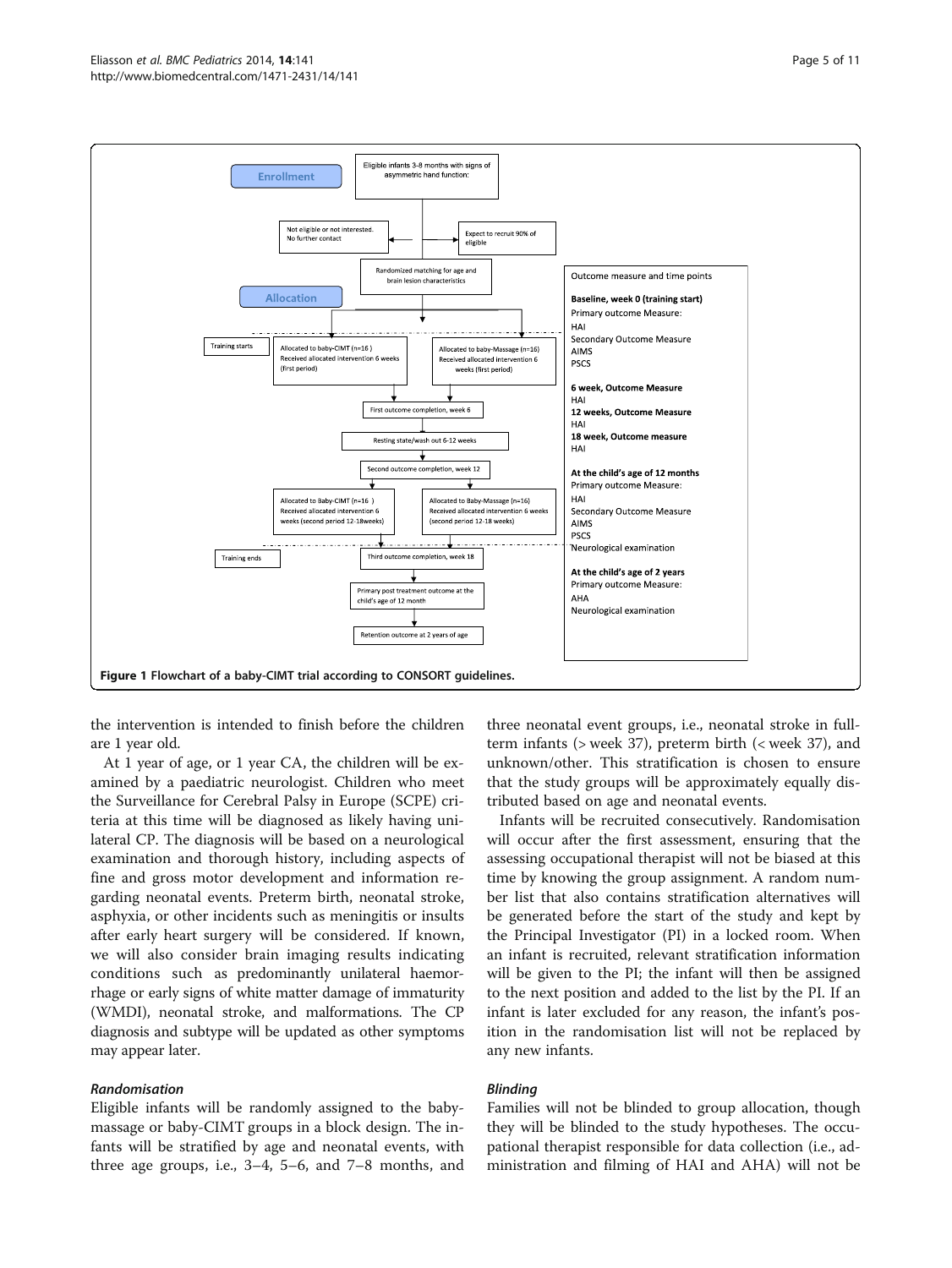Enrollment

Eligible infants 3–8 months with signs of asymmetric hand function:

Not eligible or not interested. No further contact

Expect to recruit 90% of eligible

Randomized matching for age and brain lesion characteristics

Allocation

Training starts

Allocated to baby-CIMT (n=16) Received allocated intervention 6 weeks (first period)

Allocated to baby-Massage (n=16) Received allocated intervention 6 weeks (first period)

First outcome completion, week 6

Resting state/wash out 6-12 weeks

Second outcome completion, week 12

Allocated to Baby-CIMT (n=16) Received allocated intervention 6 weeks (second period 12-18weeks)

Allocated to Baby-Massage (n=16) Received allocated intervention 6 weeks (second period 12-18 weeks)

Training ends

Third outcome completion, week 18

Primary post treatment outcome at the child's age of 12 month

Retention outcome at 2 years of age

Outcome measure and time points

**Baseline, week 0 (training start)**
Primary outcome Measure:
HAI
Secondary Outcome Measure
AIMS
PSCS

**6 week, Outcome Measure**
HAI
**12 weeks, Outcome Measure**
HAI
**18 week, Outcome measure**
HAI

**At the child's age of 12 months**
Primary outcome Measure:
HAI
Secondary Outcome Measure
AIMS
PSCS
Neurological examination

**At the child's age of 2 years**
Primary outcome Measure:
AHA
Neurological examination

**Figure 1 Flowchart of a baby-CIMT trial according to CONSORT guidelines.**

the intervention is intended to finish before the children are 1 year old.

At 1 year of age, or 1 year CA, the children will be examined by a paediatric neurologist. Children who meet the Surveillance for Cerebral Palsy in Europe (SCPE) criteria at this time will be diagnosed as likely having unilateral CP. The diagnosis will be based on a neurological examination and thorough history, including aspects of fine and gross motor development and information regarding neonatal events. Preterm birth, neonatal stroke, asphyxia, or other incidents such as meningitis or insults after early heart surgery will be considered. If known, we will also consider brain imaging results indicating conditions such as predominantly unilateral haemorrhage or early signs of white matter damage of immaturity (WMDI), neonatal stroke, and malformations. The CP diagnosis and subtype will be updated as other symptoms may appear later.

### *Randomisation*

Eligible infants will be randomly assigned to the baby-massage or baby-CIMT groups in a block design. The infants will be stratified by age and neonatal events, with three age groups, i.e., 3–4, 5–6, and 7–8 months, and three neonatal event groups, i.e., neonatal stroke in full-term infants (> week 37), preterm birth (< week 37), and unknown/other. This stratification is chosen to ensure that the study groups will be approximately equally distributed based on age and neonatal events.

Infants will be recruited consecutively. Randomisation will occur after the first assessment, ensuring that the assessing occupational therapist will not be biased at this time by knowing the group assignment. A random number list that also contains stratification alternatives will be generated before the start of the study and kept by the Principal Investigator (PI) in a locked room. When an infant is recruited, relevant stratification information will be given to the PI; the infant will then be assigned to the next position and added to the list by the PI. If an infant is later excluded for any reason, the infant's position in the randomisation list will not be replaced by any new infants.

### *Blinding*

Families will not be blinded to group allocation, though they will be blinded to the study hypotheses. The occupational therapist responsible for data collection (i.e., administration and filming of HAI and AHA) will not be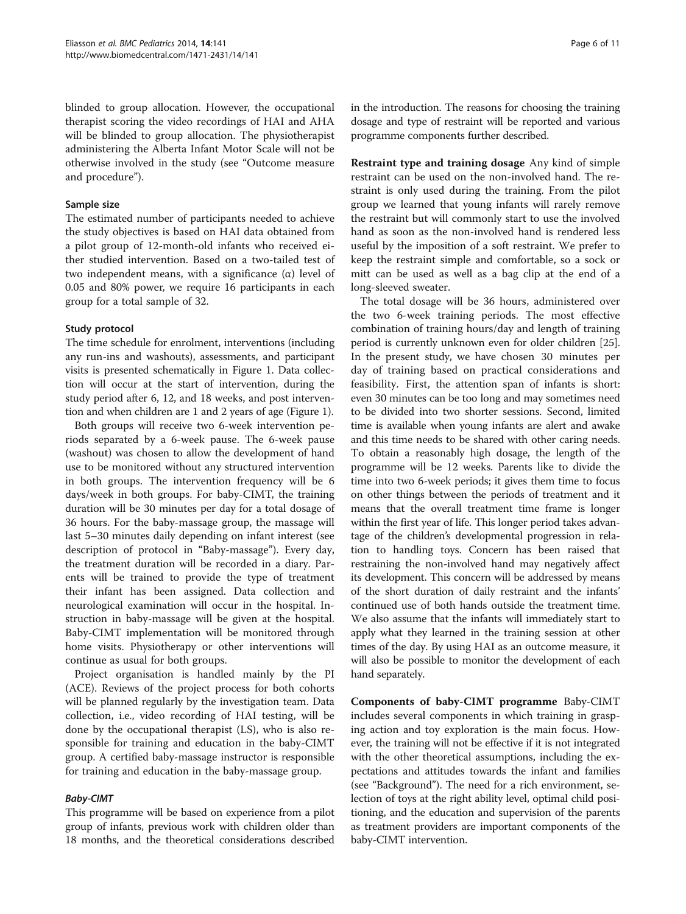blinded to group allocation. However, the occupational therapist scoring the video recordings of HAI and AHA will be blinded to group allocation. The physiotherapist administering the Alberta Infant Motor Scale will not be otherwise involved in the study (see "Outcome measure and procedure").

### Sample size

The estimated number of participants needed to achieve the study objectives is based on HAI data obtained from a pilot group of 12-month-old infants who received either studied intervention. Based on a two-tailed test of two independent means, with a significance (α) level of 0.05 and 80% power, we require 16 participants in each group for a total sample of 32.

### Study protocol

The time schedule for enrolment, interventions (including any run-ins and washouts), assessments, and participant visits is presented schematically in Figure 1. Data collection will occur at the start of intervention, during the study period after 6, 12, and 18 weeks, and post intervention and when children are 1 and 2 years of age (Figure 1).

Both groups will receive two 6-week intervention periods separated by a 6-week pause. The 6-week pause (washout) was chosen to allow the development of hand use to be monitored without any structured intervention in both groups. The intervention frequency will be 6 days/week in both groups. For baby-CIMT, the training duration will be 30 minutes per day for a total dosage of 36 hours. For the baby-massage group, the massage will last 5–30 minutes daily depending on infant interest (see description of protocol in "Baby-massage"). Every day, the treatment duration will be recorded in a diary. Parents will be trained to provide the type of treatment their infant has been assigned. Data collection and neurological examination will occur in the hospital. Instruction in baby-massage will be given at the hospital. Baby-CIMT implementation will be monitored through home visits. Physiotherapy or other interventions will continue as usual for both groups.

Project organisation is handled mainly by the PI (ACE). Reviews of the project process for both cohorts will be planned regularly by the investigation team. Data collection, i.e., video recording of HAI testing, will be done by the occupational therapist (LS), who is also responsible for training and education in the baby-CIMT group. A certified baby-massage instructor is responsible for training and education in the baby-massage group.

#### *Baby-CIMT*

This programme will be based on experience from a pilot group of infants, previous work with children older than 18 months, and the theoretical considerations described in the introduction. The reasons for choosing the training dosage and type of restraint will be reported and various programme components further described.

**Restraint type and training dosage** Any kind of simple restraint can be used on the non-involved hand. The restraint is only used during the training. From the pilot group we learned that young infants will rarely remove the restraint but will commonly start to use the involved hand as soon as the non-involved hand is rendered less useful by the imposition of a soft restraint. We prefer to keep the restraint simple and comfortable, so a sock or mitt can be used as well as a bag clip at the end of a long-sleeved sweater.

The total dosage will be 36 hours, administered over the two 6-week training periods. The most effective combination of training hours/day and length of training period is currently unknown even for older children [25]. In the present study, we have chosen 30 minutes per day of training based on practical considerations and feasibility. First, the attention span of infants is short: even 30 minutes can be too long and may sometimes need to be divided into two shorter sessions. Second, limited time is available when young infants are alert and awake and this time needs to be shared with other caring needs. To obtain a reasonably high dosage, the length of the programme will be 12 weeks. Parents like to divide the time into two 6-week periods; it gives them time to focus on other things between the periods of treatment and it means that the overall treatment time frame is longer within the first year of life. This longer period takes advantage of the children's developmental progression in relation to handling toys. Concern has been raised that restraining the non-involved hand may negatively affect its development. This concern will be addressed by means of the short duration of daily restraint and the infants' continued use of both hands outside the treatment time. We also assume that the infants will immediately start to apply what they learned in the training session at other times of the day. By using HAI as an outcome measure, it will also be possible to monitor the development of each hand separately.

**Components of baby-CIMT programme** Baby-CIMT includes several components in which training in grasping action and toy exploration is the main focus. However, the training will not be effective if it is not integrated with the other theoretical assumptions, including the expectations and attitudes towards the infant and families (see "Background"). The need for a rich environment, selection of toys at the right ability level, optimal child positioning, and the education and supervision of the parents as treatment providers are important components of the baby-CIMT intervention.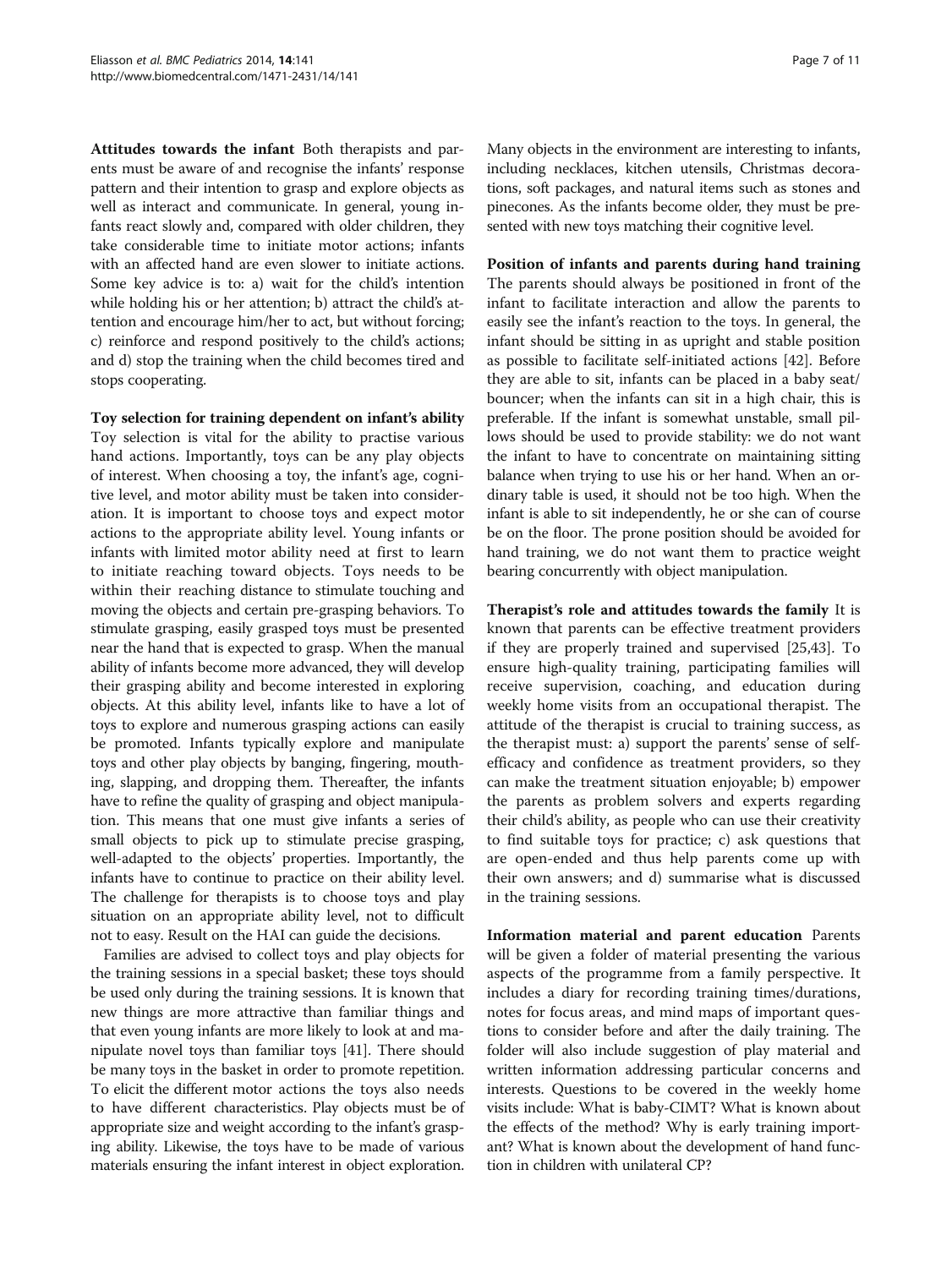**Attitudes towards the infant** Both therapists and parents must be aware of and recognise the infants' response pattern and their intention to grasp and explore objects as well as interact and communicate. In general, young infants react slowly and, compared with older children, they take considerable time to initiate motor actions; infants with an affected hand are even slower to initiate actions. Some key advice is to: a) wait for the child's intention while holding his or her attention; b) attract the child's attention and encourage him/her to act, but without forcing; c) reinforce and respond positively to the child's actions; and d) stop the training when the child becomes tired and stops cooperating.

**Toy selection for training dependent on infant's ability** Toy selection is vital for the ability to practise various hand actions. Importantly, toys can be any play objects of interest. When choosing a toy, the infant's age, cognitive level, and motor ability must be taken into consideration. It is important to choose toys and expect motor actions to the appropriate ability level. Young infants or infants with limited motor ability need at first to learn to initiate reaching toward objects. Toys needs to be within their reaching distance to stimulate touching and moving the objects and certain pre-grasping behaviors. To stimulate grasping, easily grasped toys must be presented near the hand that is expected to grasp. When the manual ability of infants become more advanced, they will develop their grasping ability and become interested in exploring objects. At this ability level, infants like to have a lot of toys to explore and numerous grasping actions can easily be promoted. Infants typically explore and manipulate toys and other play objects by banging, fingering, mouthing, slapping, and dropping them. Thereafter, the infants have to refine the quality of grasping and object manipulation. This means that one must give infants a series of small objects to pick up to stimulate precise grasping, well-adapted to the objects' properties. Importantly, the infants have to continue to practice on their ability level. The challenge for therapists is to choose toys and play situation on an appropriate ability level, not to difficult not to easy. Result on the HAI can guide the decisions.

Families are advised to collect toys and play objects for the training sessions in a special basket; these toys should be used only during the training sessions. It is known that new things are more attractive than familiar things and that even young infants are more likely to look at and manipulate novel toys than familiar toys [41]. There should be many toys in the basket in order to promote repetition. To elicit the different motor actions the toys also needs to have different characteristics. Play objects must be of appropriate size and weight according to the infant's grasping ability. Likewise, the toys have to be made of various materials ensuring the infant interest in object exploration. Many objects in the environment are interesting to infants, including necklaces, kitchen utensils, Christmas decorations, soft packages, and natural items such as stones and pinecones. As the infants become older, they must be presented with new toys matching their cognitive level.

**Position of infants and parents during hand training** The parents should always be positioned in front of the infant to facilitate interaction and allow the parents to easily see the infant's reaction to the toys. In general, the infant should be sitting in as upright and stable position as possible to facilitate self-initiated actions [42]. Before they are able to sit, infants can be placed in a baby seat/bouncer; when the infants can sit in a high chair, this is preferable. If the infant is somewhat unstable, small pillows should be used to provide stability: we do not want the infant to have to concentrate on maintaining sitting balance when trying to use his or her hand. When an ordinary table is used, it should not be too high. When the infant is able to sit independently, he or she can of course be on the floor. The prone position should be avoided for hand training, we do not want them to practice weight bearing concurrently with object manipulation.

**Therapist's role and attitudes towards the family** It is known that parents can be effective treatment providers if they are properly trained and supervised [25,43]. To ensure high-quality training, participating families will receive supervision, coaching, and education during weekly home visits from an occupational therapist. The attitude of the therapist is crucial to training success, as the therapist must: a) support the parents' sense of self-efficacy and confidence as treatment providers, so they can make the treatment situation enjoyable; b) empower the parents as problem solvers and experts regarding their child's ability, as people who can use their creativity to find suitable toys for practice; c) ask questions that are open-ended and thus help parents come up with their own answers; and d) summarise what is discussed in the training sessions.

**Information material and parent education** Parents will be given a folder of material presenting the various aspects of the programme from a family perspective. It includes a diary for recording training times/durations, notes for focus areas, and mind maps of important questions to consider before and after the daily training. The folder will also include suggestion of play material and written information addressing particular concerns and interests. Questions to be covered in the weekly home visits include: What is baby-CIMT? What is known about the effects of the method? Why is early training important? What is known about the development of hand function in children with unilateral CP?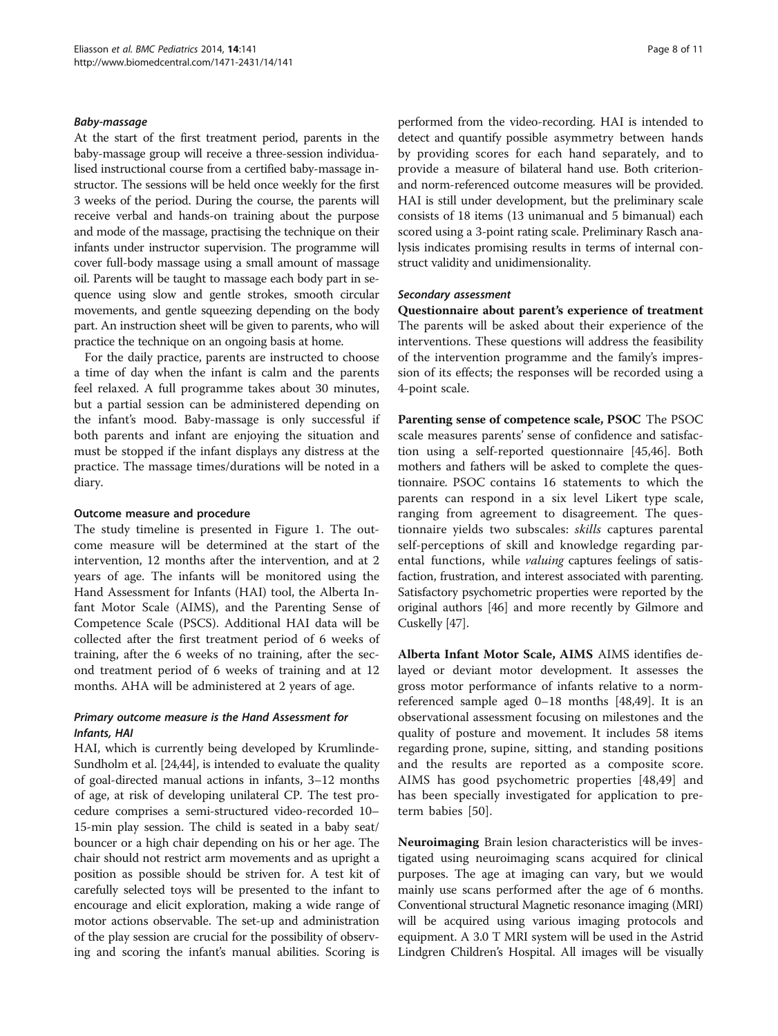#### *Baby-massage*

At the start of the first treatment period, parents in the baby-massage group will receive a three-session individualised instructional course from a certified baby-massage instructor. The sessions will be held once weekly for the first 3 weeks of the period. During the course, the parents will receive verbal and hands-on training about the purpose and mode of the massage, practising the technique on their infants under instructor supervision. The programme will cover full-body massage using a small amount of massage oil. Parents will be taught to massage each body part in sequence using slow and gentle strokes, smooth circular movements, and gentle squeezing depending on the body part. An instruction sheet will be given to parents, who will practice the technique on an ongoing basis at home.

For the daily practice, parents are instructed to choose a time of day when the infant is calm and the parents feel relaxed. A full programme takes about 30 minutes, but a partial session can be administered depending on the infant's mood. Baby-massage is only successful if both parents and infant are enjoying the situation and must be stopped if the infant displays any distress at the practice. The massage times/durations will be noted in a diary.

### Outcome measure and procedure

The study timeline is presented in Figure 1. The outcome measure will be determined at the start of the intervention, 12 months after the intervention, and at 2 years of age. The infants will be monitored using the Hand Assessment for Infants (HAI) tool, the Alberta Infant Motor Scale (AIMS), and the Parenting Sense of Competence Scale (PSCS). Additional HAI data will be collected after the first treatment period of 6 weeks of training, after the 6 weeks of no training, after the second treatment period of 6 weeks of training and at 12 months. AHA will be administered at 2 years of age.

#### *Primary outcome measure is the Hand Assessment for Infants, HAI*

HAI, which is currently being developed by Krumlinde-Sundholm et al. [24,44], is intended to evaluate the quality of goal-directed manual actions in infants, 3–12 months of age, at risk of developing unilateral CP. The test procedure comprises a semi-structured video-recorded 10–15-min play session. The child is seated in a baby seat/bouncer or a high chair depending on his or her age. The chair should not restrict arm movements and as upright a position as possible should be striven for. A test kit of carefully selected toys will be presented to the infant to encourage and elicit exploration, making a wide range of motor actions observable. The set-up and administration of the play session are crucial for the possibility of observing and scoring the infant's manual abilities. Scoring is performed from the video-recording. HAI is intended to detect and quantify possible asymmetry between hands by providing scores for each hand separately, and to provide a measure of bilateral hand use. Both criterion- and norm-referenced outcome measures will be provided. HAI is still under development, but the preliminary scale consists of 18 items (13 unimanual and 5 bimanual) each scored using a 3-point rating scale. Preliminary Rasch analysis indicates promising results in terms of internal construct validity and unidimensionality.

#### *Secondary assessment*

**Questionnaire about parent's experience of treatment** The parents will be asked about their experience of the interventions. These questions will address the feasibility of the intervention programme and the family's impression of its effects; the responses will be recorded using a 4-point scale.

**Parenting sense of competence scale, PSOC** The PSOC scale measures parents' sense of confidence and satisfaction using a self-reported questionnaire [45,46]. Both mothers and fathers will be asked to complete the questionnaire. PSOC contains 16 statements to which the parents can respond in a six level Likert type scale, ranging from agreement to disagreement. The questionnaire yields two subscales: *skills* captures parental self-perceptions of skill and knowledge regarding parental functions, while *valuing* captures feelings of satisfaction, frustration, and interest associated with parenting. Satisfactory psychometric properties were reported by the original authors [46] and more recently by Gilmore and Cuskelly [47].

**Alberta Infant Motor Scale, AIMS** AIMS identifies delayed or deviant motor development. It assesses the gross motor performance of infants relative to a norm-referenced sample aged 0–18 months [48,49]. It is an observational assessment focusing on milestones and the quality of posture and movement. It includes 58 items regarding prone, supine, sitting, and standing positions and the results are reported as a composite score. AIMS has good psychometric properties [48,49] and has been specially investigated for application to preterm babies [50].

**Neuroimaging** Brain lesion characteristics will be investigated using neuroimaging scans acquired for clinical purposes. The age at imaging can vary, but we would mainly use scans performed after the age of 6 months. Conventional structural Magnetic resonance imaging (MRI) will be acquired using various imaging protocols and equipment. A 3.0 T MRI system will be used in the Astrid Lindgren Children's Hospital. All images will be visually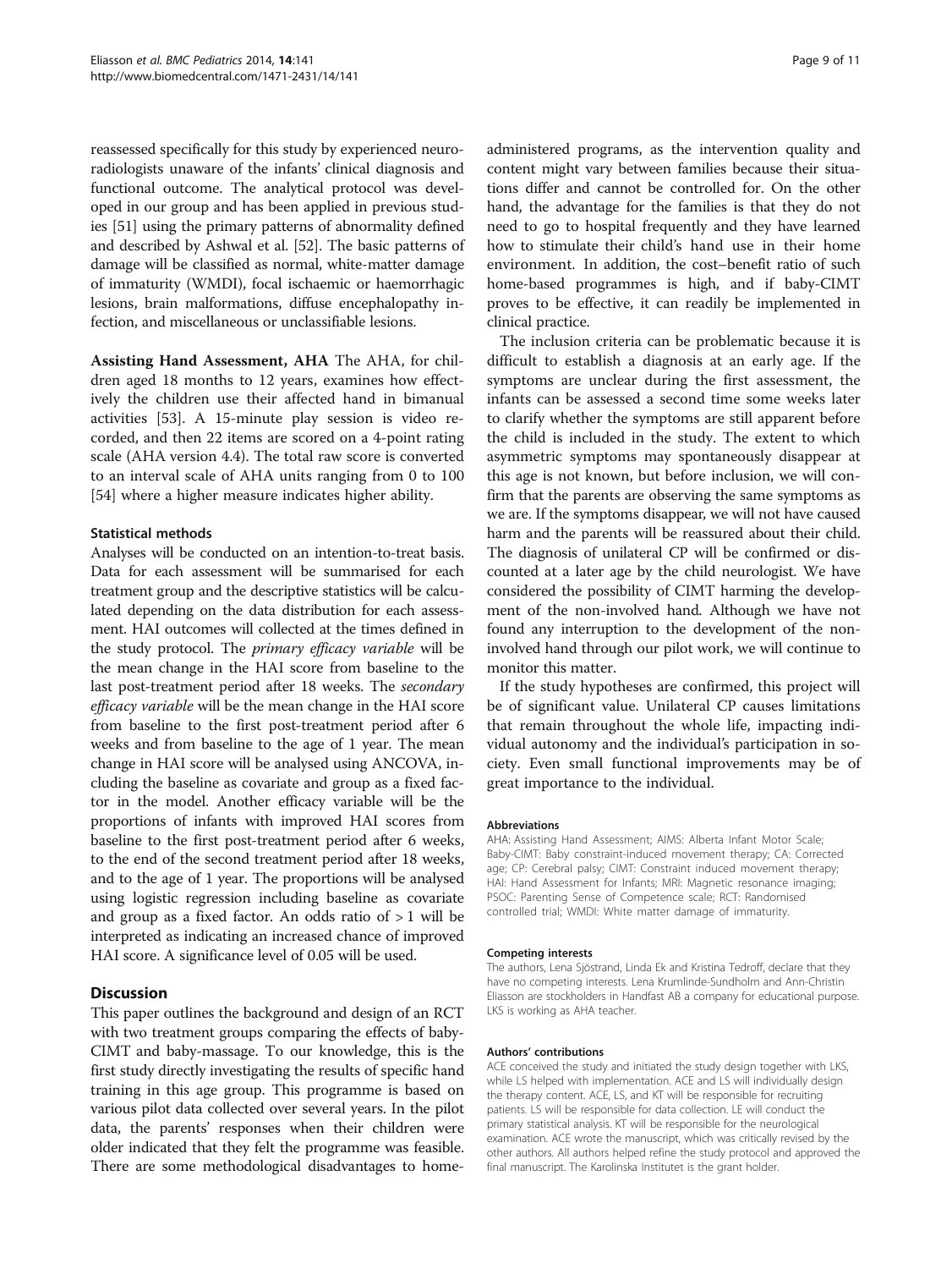reassessed specifically for this study by experienced neuroradiologists unaware of the infants' clinical diagnosis and functional outcome. The analytical protocol was developed in our group and has been applied in previous studies [51] using the primary patterns of abnormality defined and described by Ashwal et al. [52]. The basic patterns of damage will be classified as normal, white-matter damage of immaturity (WMDI), focal ischaemic or haemorrhagic lesions, brain malformations, diffuse encephalopathy infection, and miscellaneous or unclassifiable lesions.

**Assisting Hand Assessment, AHA** The AHA, for children aged 18 months to 12 years, examines how effectively the children use their affected hand in bimanual activities [53]. A 15-minute play session is video recorded, and then 22 items are scored on a 4-point rating scale (AHA version 4.4). The total raw score is converted to an interval scale of AHA units ranging from 0 to 100 [54] where a higher measure indicates higher ability.

#### Statistical methods

Analyses will be conducted on an intention-to-treat basis. Data for each assessment will be summarised for each treatment group and the descriptive statistics will be calculated depending on the data distribution for each assessment. HAI outcomes will collected at the times defined in the study protocol. The *primary efficacy variable* will be the mean change in the HAI score from baseline to the last post-treatment period after 18 weeks. The *secondary efficacy variable* will be the mean change in the HAI score from baseline to the first post-treatment period after 6 weeks and from baseline to the age of 1 year. The mean change in HAI score will be analysed using ANCOVA, including the baseline as covariate and group as a fixed factor in the model. Another efficacy variable will be the proportions of infants with improved HAI scores from baseline to the first post-treatment period after 6 weeks, to the end of the second treatment period after 18 weeks, and to the age of 1 year. The proportions will be analysed using logistic regression including baseline as covariate and group as a fixed factor. An odds ratio of $> 1$ will be interpreted as indicating an increased chance of improved HAI score. A significance level of 0.05 will be used.

## Discussion

This paper outlines the background and design of an RCT with two treatment groups comparing the effects of baby-CIMT and baby-massage. To our knowledge, this is the first study directly investigating the results of specific hand training in this age group. This programme is based on various pilot data collected over several years. In the pilot data, the parents' responses when their children were older indicated that they felt the programme was feasible. There are some methodological disadvantages to home-administered programs, as the intervention quality and content might vary between families because their situations differ and cannot be controlled for. On the other hand, the advantage for the families is that they do not need to go to hospital frequently and they have learned how to stimulate their child's hand use in their home environment. In addition, the cost–benefit ratio of such home-based programmes is high, and if baby-CIMT proves to be effective, it can readily be implemented in clinical practice.

The inclusion criteria can be problematic because it is difficult to establish a diagnosis at an early age. If the symptoms are unclear during the first assessment, the infants can be assessed a second time some weeks later to clarify whether the symptoms are still apparent before the child is included in the study. The extent to which asymmetric symptoms may spontaneously disappear at this age is not known, but before inclusion, we will confirm that the parents are observing the same symptoms as we are. If the symptoms disappear, we will not have caused harm and the parents will be reassured about their child. The diagnosis of unilateral CP will be confirmed or discounted at a later age by the child neurologist. We have considered the possibility of CIMT harming the development of the non-involved hand. Although we have not found any interruption to the development of the non-involved hand through our pilot work, we will continue to monitor this matter.

If the study hypotheses are confirmed, this project will be of significant value. Unilateral CP causes limitations that remain throughout the whole life, impacting individual autonomy and the individual's participation in society. Even small functional improvements may be of great importance to the individual.

#### Abbreviations

AHA: Assisting Hand Assessment; AIMS: Alberta Infant Motor Scale; Baby-CIMT: Baby constraint-induced movement therapy; CA: Corrected age; CP: Cerebral palsy; CIMT: Constraint induced movement therapy; HAI: Hand Assessment for Infants; MRI: Magnetic resonance imaging; PSOC: Parenting Sense of Competence scale; RCT: Randomised controlled trial; WMDI: White matter damage of immaturity.

#### Competing interests

The authors, Lena Sjöstrand, Linda Ek and Kristina Tedroff, declare that they have no competing interests. Lena Krumlinde-Sundholm and Ann-Christin Eliasson are stockholders in Handfast AB a company for educational purpose. LKS is working as AHA teacher.

#### Authors' contributions

ACE conceived the study and initiated the study design together with LKS, while LS helped with implementation. ACE and LS will individually design the therapy content. ACE, LS, and KT will be responsible for recruiting patients. LS will be responsible for data collection. LE will conduct the primary statistical analysis. KT will be responsible for the neurological examination. ACE wrote the manuscript, which was critically revised by the other authors. All authors helped refine the study protocol and approved the final manuscript. The Karolinska Institutet is the grant holder.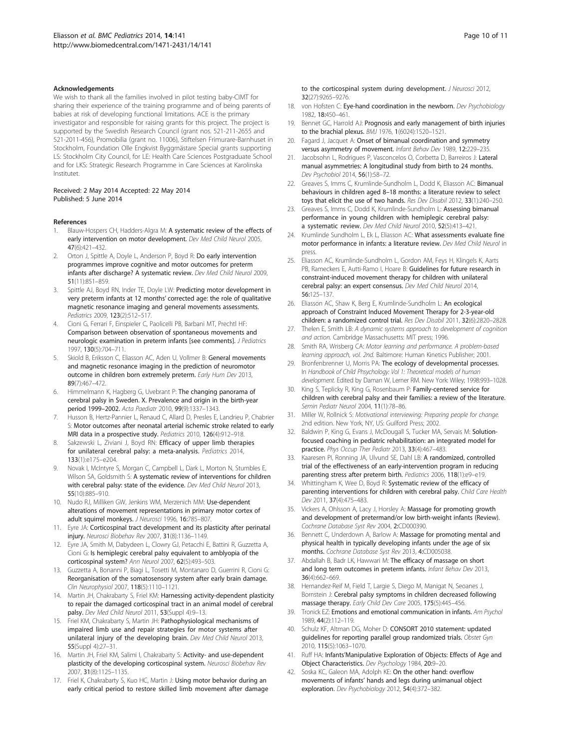### Acknowledgements

We wish to thank all the families involved in pilot testing baby-CIMT for sharing their experience of the training programme and of being parents of babies at risk of developing functional limitations. ACE is the primary investigator and responsible for raising grants for this project. The project is supported by the Swedish Research Council (grant nos. 521-211-2655 and 521-2011-456), Promobilia (grant no. 11006), Stiftelsen Frimurare-Barnhuset in Stockholm, Foundation Olle Engkvist Byggmästare Special grants supporting LS: Stockholm City Council, for LE: Health Care Sciences Postgraduate School and for LKS: Strategic Research Programme in Care Sciences at Karolinska Institutet.

Received: 2 May 2014 Accepted: 22 May 2014
Published: 5 June 2014

### References

1. Blauw-Hospers CH, Hadders-Algra M: **A systematic review of the effects of early intervention on motor development.** *Dev Med Child Neurol* 2005, **47**(6):421–432.
2. Orton J, Spittle A, Doyle L, Anderson P, Boyd R: **Do early intervention programmes improve cognitive and motor outcomes for preterm infants after discharge? A systematic review.** *Dev Med Child Neurol* 2009, **51**(11):851–859.
3. Spittle AJ, Boyd RN, Inder TE, Doyle LW: **Predicting motor development in very preterm infants at 12 months' corrected age: the role of qualitative magnetic resonance imaging and general movements assessments.** *Pediatrics* 2009, **123**(2):512–517.
4. Cioni G, Ferrari F, Einspieler C, Paolicelli PB, Barbani MT, Prechtl HF: **Comparison between observation of spontaneous movements and neurologic examination in preterm infants [see comments].** *J Pediatrics* 1997, **130**(5):704–711.
5. Skiold B, Eriksson C, Eliasson AC, Aden U, Vollmer B: **General movements and magnetic resonance imaging in the prediction of neuromotor outcome in children born extremely preterm.** *Early Hum Dev* 2013, **89**(7):467–472.
6. Himmelmann K, Hagberg G, Uvebrant P: **The changing panorama of cerebral palsy in Sweden. X. Prevalence and origin in the birth-year period 1999–2002.** *Acta Paediatr* 2010, **99**(9):1337–1343.
7. Husson B, Hertz-Pannier L, Renaud C, Allard D, Presles E, Landrieu P, Chabrier S: **Motor outcomes after neonatal arterial ischemic stroke related to early MRI data in a prospective study.** *Pediatrics* 2010, **126**(4):912–918.
8. Sakzewski L, Ziviani J, Boyd RN: **Efficacy of upper limb therapies for unilateral cerebral palsy: a meta-analysis.** *Pediatrics* 2014, **133**(1):e175–e204.
9. Novak I, McIntyre S, Morgan C, Campbell L, Dark L, Morton N, Stumbles E, Wilson SA, Goldsmith S: **A systematic review of interventions for children with cerebral palsy: state of the evidence.** *Dev Med Child Neurol* 2013, **55**(10):885–910.
10. Nudo RJ, Milliken GW, Jenkins WM, Merzenich MM: **Use-dependent alterations of movement representations in primary motor cortex of adult squirrel monkeys.** *J Neurosci* 1996, **16**:785–807.
11. Eyre JA: **Corticospinal tract development and its plasticity after perinatal injury.** *Neurosci Biobehav Rev* 2007, **31**(8):1136–1149.
12. Eyre JA, Smith M, Dabydeen L, Clowry GJ, Petacchi E, Battini R, Guzzetta A, Cioni G: **Is hemiplegic cerebral palsy equivalent to amblyopia of the corticospinal system?** *Ann Neurol* 2007, **62**(5):493–503.
13. Guzzetta A, Bonanni P, Biagi L, Tosetti M, Montanaro D, Guerrini R, Cioni G: **Reorganisation of the somatosensory system after early brain damage.** *Clin Neurophysiol* 2007, **118**(5):1110–1121.
14. Martin JH, Chakrabarty S, Friel KM: **Harnessing activity-dependent plasticity to repair the damaged corticospinal tract in an animal model of cerebral palsy.** *Dev Med Child Neurol* 2011, **53**(Suppl 4):9–13.
15. Friel KM, Chakrabarty S, Martin JH: **Pathophysiological mechanisms of impaired limb use and repair strategies for motor systems after unilateral injury of the developing brain.** *Dev Med Child Neurol* 2013, **55**(Suppl 4):27–31.
16. Martin JH, Friel KM, Salimi I, Chakrabarty S: **Activity- and use-dependent plasticity of the developing corticospinal system.** *Neurosci Biobehav Rev* 2007, **31**(8):1125–1135.
17. Friel K, Chakrabarty S, Kuo HC, Martin J: **Using motor behavior during an early critical period to restore skilled limb movement after damage to the corticospinal system during development.** *J Neurosci* 2012, **32**(27):9265–9276.
18. von Hofsten C: **Eye-hand coordination in the newborn.** *Dev Psychobiology* 1982, **18**:450–461.
19. Bennet GC, Harrold AJ: **Prognosis and early management of birth injuries to the brachial plexus.** *BMJ* 1976, **1**(6024):1520–1521.
20. Fagard J, Jacquet A: **Onset of bimanual coordination and symmetry versus asymmetry of movement.** *Infant Behav Dev* 1989, **12**:229–235.
21. Jacobsohn L, Rodrigues P, Vasconcelos O, Corbetta D, Barreiros J: **Lateral manual asymmetries: A longitudinal study from birth to 24 months.** *Dev Psychobiol* 2014, **56**(1):58–72.
22. Greaves S, Imms C, Krumlinde-Sundholm L, Dodd K, Eliasson AC: **Bimanual behaviours in children aged 8–18 months: a literature review to select toys that elicit the use of two hands.** *Res Dev Disabil* 2012, **33**(1):240–250.
23. Greaves S, Imms C, Dodd K, Krumlinde-Sundholm L: **Assessing bimanual performance in young children with hemiplegic cerebral palsy: a systematic review.** *Dev Med Child Neurol* 2010, **52**(5):413–421.
24. Krumlinde Sundholm L, Ek L, Eliasson AC: **What assessments evaluate fine motor performance in infants: a literature review.** *Dev Med Child Neurol* in press.
25. Eliasson AC, Krumlinde-Sundholm L, Gordon AM, Feys H, Klingels K, Aarts PB, Rameckers E, Autti-Ramo I, Hoare B: **Guidelines for future research in constraint-induced movement therapy for children with unilateral cerebral palsy: an expert consensus.** *Dev Med Child Neurol* 2014, **56**:125–137.
26. Eliasson AC, Shaw K, Berg E, Krumlinde-Sundholm L: **An ecological approach of Constraint Induced Movement Therapy for 2-3-year-old children: a randomized control trial.** *Res Dev Disabil* 2011, **32**(6):2820–2828.
27. Thelen E, Smith LB: *A dynamic systems approach to development of cognition and action.* Cambridge Massachusetts: MIT press; 1996.
28. Smith RA, Wrisberg CA: *Motor learning and performance. A problem-based learning approach, vol. 2nd.* Baltimore: Human Kinetics Publisher; 2001.
29. Bronfenbrenner U, Morris PA: **The ecology of developmental processes.** In *Handbook of Child Phsychology: Vol 1: Theoretical models of human development.* Edited by Daman W, Lerner RM. New York Wiley; 1998:993–1028.
30. King S, Teplicky R, King G, Rosenbaum P: **Family-centered service for children with cerebral palsy and their families: a review of the literature.** *Semin Pediatr Neurol* 2004, **11**(1):78–86.
31. Miller W, Rollnick S: *Motivational interviewing: Preparing people for change.* 2nd edition. New York, NY, US: Guilford Press; 2002.
32. Baldwin P, King G, Evans J, McDougall S, Tucker MA, Servais M: **Solution-focused coaching in pediatric rehabilitation: an integrated model for practice.** *Phys Occup Ther Pediatr* 2013, **33**(4):467–483.
33. Kaaresen PI, Ronning JA, Ulvund SE, Dahl LB: **A randomized, controlled trial of the effectiveness of an early-intervention program in reducing parenting stress after preterm birth.** *Pediatrics* 2006, **118**(1):e9–e19.
34. Whittingham K, Wee D, Boyd R: **Systematic review of the efficacy of parenting interventions for children with cerebral palsy.** *Child Care Health Dev* 2011, **37**(4):475–483.
35. Vickers A, Ohlsson A, Lacy J, Horsley A: **Massage for promoting growth and development of pretermand/or low birth-weight infants (Review).** *Cochrane Database Syst Rev* 2004, **2**:CD000390.
36. Bennett C, Underdown A, Barlow A: **Massage for promoting mental and physical health in typically developing infants under the age of six months.** *Cochrane Database Syst Rev* 2013, **4**:CD005038.
37. Abdallah B, Badr LK, Hawwari M: **The efficacy of massage on short and long term outcomes in preterm infants.** *Infant Behav Dev* 2013, **36**(4):662–669.
38. Hernandez-Reif M, Field T, Largie S, Diego M, Manigat N, Seoanes J, Bornstein J: **Cerebral palsy symptoms in children decreased following massage therapy.** *Early Child Dev Care* 2005, **175**(5):445–456.
39. Tronick EZ: **Emotions and emotional communication in infants.** *Am Psychol* 1989, **44**(2):112–119.
40. Schulz KF, Altman DG, Moher D: **CONSORT 2010 statement: updated guidelines for reporting parallel group randomized trials.** *Obstet Gyn* 2010, **115**(5):1063–1070.
41. Ruff HA: **Infants'Manipulative Exploration of Objects: Effects of Age and Object Characteristics.** *Dev Psychology* 1984, **20**:9–20.
42. Soska KC, Galeon MA, Adolph KE: **On the other hand: overflow movements of infants' hands and legs during unimanual object exploration.** *Dev Psychobiology* 2012, **54**(4):372–382.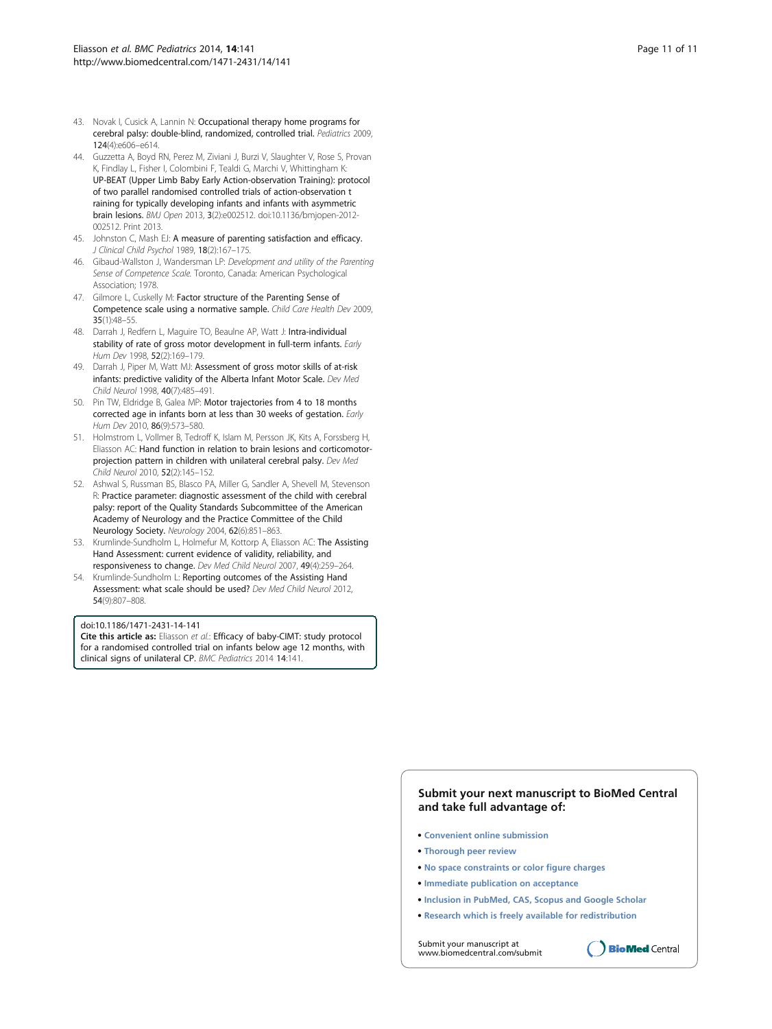43. Novak I, Cusick A, Lannin N: **Occupational therapy home programs for cerebral palsy: double-blind, randomized, controlled trial.** *Pediatrics* 2009, **124**(4):e606–e614.
44. Guzzetta A, Boyd RN, Perez M, Ziviani J, Burzi V, Slaughter V, Rose S, Provan K, Findlay L, Fisher I, Colombini F, Tealdi G, Marchi V, Whittingham K: **UP-BEAT (Upper Limb Baby Early Action-observation Training): protocol of two parallel randomised controlled trials of action-observation t raining for typically developing infants and infants with asymmetric brain lesions.** *BMJ Open* 2013, **3**(2):e002512. doi:10.1136/bmjopen-2012-002512. Print 2013.
45. Johnston C, Mash EJ: **A measure of parenting satisfaction and efficacy.** *J Clinical Child Psychol* 1989, **18**(2):167–175.
46. Gibaud-Wallston J, Wandersman LP: *Development and utility of the Parenting Sense of Competence Scale.* Toronto, Canada: American Psychological Association; 1978.
47. Gilmore L, Cuskelly M: **Factor structure of the Parenting Sense of Competence scale using a normative sample.** *Child Care Health Dev* 2009, **35**(1):48–55.
48. Darrah J, Redfern L, Maguire TO, Beaulne AP, Watt J: **Intra-individual stability of rate of gross motor development in full-term infants.** *Early Hum Dev* 1998, **52**(2):169–179.
49. Darrah J, Piper M, Watt MJ: **Assessment of gross motor skills of at-risk infants: predictive validity of the Alberta Infant Motor Scale.** *Dev Med Child Neurol* 1998, **40**(7):485–491.
50. Pin TW, Eldridge B, Galea MP: **Motor trajectories from 4 to 18 months corrected age in infants born at less than 30 weeks of gestation.** *Early Hum Dev* 2010, **86**(9):573–580.
51. Holmstrom L, Vollmer B, Tedroff K, Islam M, Persson JK, Kits A, Forssberg H, Eliasson AC: **Hand function in relation to brain lesions and corticomotor-projection pattern in children with unilateral cerebral palsy.** *Dev Med Child Neurol* 2010, **52**(2):145–152.
52. Ashwal S, Russman BS, Blasco PA, Miller G, Sandler A, Shevell M, Stevenson R: **Practice parameter: diagnostic assessment of the child with cerebral palsy: report of the Quality Standards Subcommittee of the American Academy of Neurology and the Practice Committee of the Child Neurology Society.** *Neurology* 2004, **62**(6):851–863.
53. Krumlinde-Sundholm L, Holmefur M, Kottorp A, Eliasson AC: **The Assisting Hand Assessment: current evidence of validity, reliability, and responsiveness to change.** *Dev Med Child Neurol* 2007, **49**(4):259–264.
54. Krumlinde-Sundholm L: **Reporting outcomes of the Assisting Hand Assessment: what scale should be used?** *Dev Med Child Neurol* 2012, **54**(9):807–808.

doi:10.1186/1471-2431-14-141
**Cite this article as:** Eliasson *et al.*: Efficacy of baby-CIMT: study protocol for a randomised controlled trial on infants below age 12 months, with clinical signs of unilateral CP. *BMC Pediatrics* 2014 **14**:141.

**Submit your next manuscript to BioMed Central and take full advantage of:**

- **Convenient online submission**
- **Thorough peer review**
- **No space constraints or color figure charges**
- **Immediate publication on acceptance**
- **Inclusion in PubMed, CAS, Scopus and Google Scholar**
- **Research which is freely available for redistribution**

Submit your manuscript at
www.biomedcentral.com/submit

BioMed Central